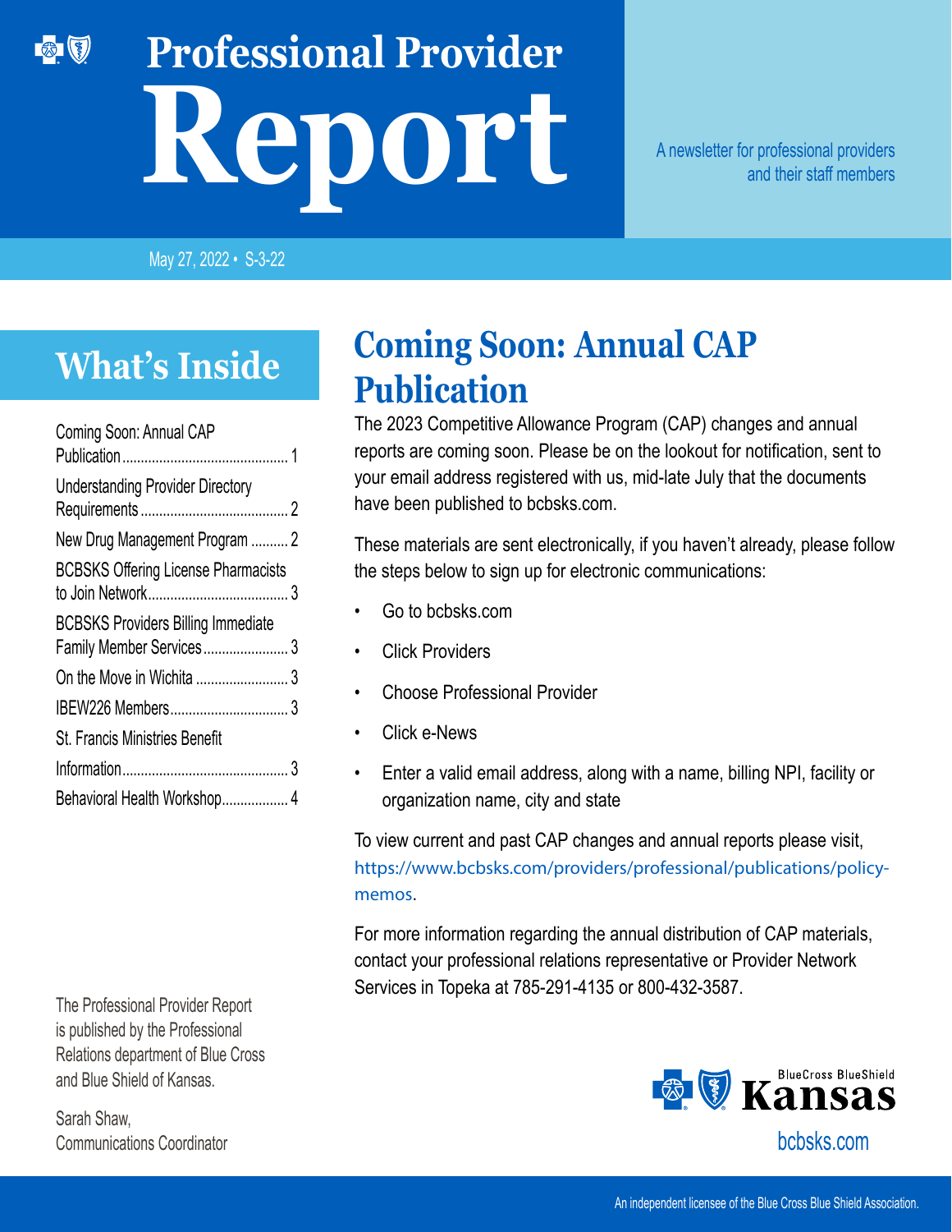# Professional Provider Report

A newsletter for professional providers and their staff members

May 27, 2022 • S-3-22

## What's Inside

- Coming Soon: Annual CAP Publication ........ 1
- Understanding Provider Directory Requirements ........ 2
- New Drug Management Program ........ 2
- BCBSKS Offering License Pharmacists to Join Network ........ 3
- BCBSKS Providers Billing Immediate Family Member Services ........ 3
- On the Move in Wichita ........ 3
- IBEW226 Members ........ 3
- St. Francis Ministries Benefit Information ........ 3
- Behavioral Health Workshop ........ 4

The Professional Provider Report is published by the Professional Relations department of Blue Cross and Blue Shield of Kansas.

Sarah Shaw,
Communications Coordinator

## Coming Soon: Annual CAP Publication

The 2023 Competitive Allowance Program (CAP) changes and annual reports are coming soon. Please be on the lookout for notification, sent to your email address registered with us, mid-late July that the documents have been published to bcbsks.com.

These materials are sent electronically, if you haven't already, please follow the steps below to sign up for electronic communications:

- Go to bcbsks.com
- Click Providers
- Choose Professional Provider
- Click e-News
- Enter a valid email address, along with a name, billing NPI, facility or organization name, city and state

To view current and past CAP changes and annual reports please visit, https://www.bcbsks.com/providers/professional/publications/policy-memos.

For more information regarding the annual distribution of CAP materials, contact your professional relations representative or Provider Network Services in Topeka at 785-291-4135 or 800-432-3587.

BlueCross BlueShield Kansas

bcbsks.com

An independent licensee of the Blue Cross Blue Shield Association.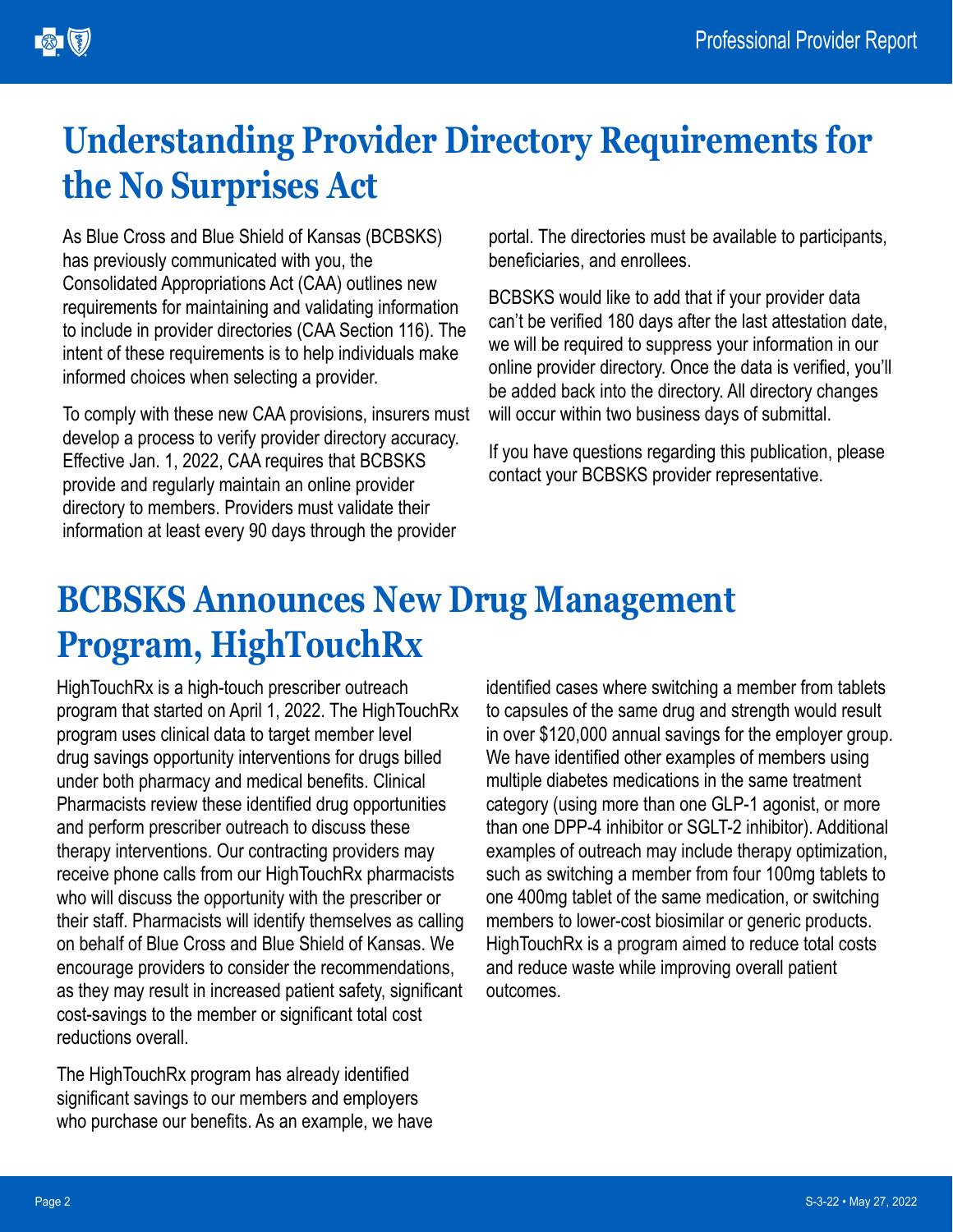# Understanding Provider Directory Requirements for the No Surprises Act

As Blue Cross and Blue Shield of Kansas (BCBSKS) has previously communicated with you, the Consolidated Appropriations Act (CAA) outlines new requirements for maintaining and validating information to include in provider directories (CAA Section 116). The intent of these requirements is to help individuals make informed choices when selecting a provider.

To comply with these new CAA provisions, insurers must develop a process to verify provider directory accuracy. Effective Jan. 1, 2022, CAA requires that BCBSKS provide and regularly maintain an online provider directory to members. Providers must validate their information at least every 90 days through the provider portal. The directories must be available to participants, beneficiaries, and enrollees.

BCBSKS would like to add that if your provider data can't be verified 180 days after the last attestation date, we will be required to suppress your information in our online provider directory. Once the data is verified, you'll be added back into the directory. All directory changes will occur within two business days of submittal.

If you have questions regarding this publication, please contact your BCBSKS provider representative.

# BCBSKS Announces New Drug Management Program, HighTouchRx

HighTouchRx is a high-touch prescriber outreach program that started on April 1, 2022. The HighTouchRx program uses clinical data to target member level drug savings opportunity interventions for drugs billed under both pharmacy and medical benefits. Clinical Pharmacists review these identified drug opportunities and perform prescriber outreach to discuss these therapy interventions. Our contracting providers may receive phone calls from our HighTouchRx pharmacists who will discuss the opportunity with the prescriber or their staff. Pharmacists will identify themselves as calling on behalf of Blue Cross and Blue Shield of Kansas. We encourage providers to consider the recommendations, as they may result in increased patient safety, significant cost-savings to the member or significant total cost reductions overall.

The HighTouchRx program has already identified significant savings to our members and employers who purchase our benefits. As an example, we have identified cases where switching a member from tablets to capsules of the same drug and strength would result in over $120,000 annual savings for the employer group. We have identified other examples of members using multiple diabetes medications in the same treatment category (using more than one GLP-1 agonist, or more than one DPP-4 inhibitor or SGLT-2 inhibitor). Additional examples of outreach may include therapy optimization, such as switching a member from four 100mg tablets to one 400mg tablet of the same medication, or switching members to lower-cost biosimilar or generic products. HighTouchRx is a program aimed to reduce total costs and reduce waste while improving overall patient outcomes.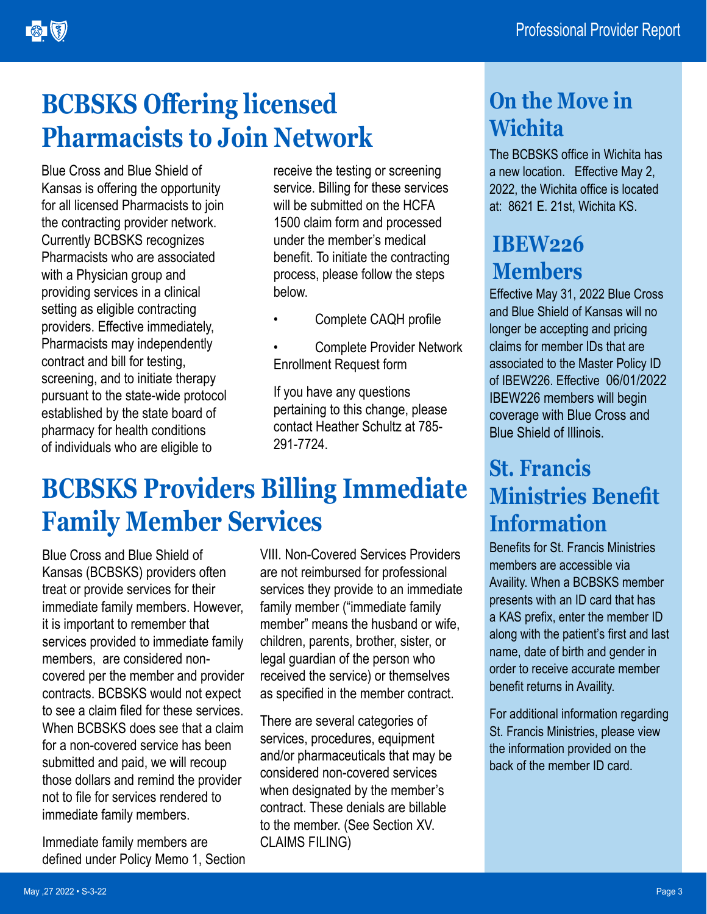# BCBSKS Offering licensed Pharmacists to Join Network

Blue Cross and Blue Shield of Kansas is offering the opportunity for all licensed Pharmacists to join the contracting provider network. Currently BCBSKS recognizes Pharmacists who are associated with a Physician group and providing services in a clinical setting as eligible contracting providers. Effective immediately, Pharmacists may independently contract and bill for testing, screening, and to initiate therapy pursuant to the state-wide protocol established by the state board of pharmacy for health conditions of individuals who are eligible to receive the testing or screening service. Billing for these services will be submitted on the HCFA 1500 claim form and processed under the member's medical benefit. To initiate the contracting process, please follow the steps below.

- Complete CAQH profile
- Complete Provider Network Enrollment Request form

If you have any questions pertaining to this change, please contact Heather Schultz at 785-291-7724.

# BCBSKS Providers Billing Immediate Family Member Services

Blue Cross and Blue Shield of Kansas (BCBSKS) providers often treat or provide services for their immediate family members. However, it is important to remember that services provided to immediate family members, are considered non-covered per the member and provider contracts. BCBSKS would not expect to see a claim filed for these services. When BCBSKS does see that a claim for a non-covered service has been submitted and paid, we will recoup those dollars and remind the provider not to file for services rendered to immediate family members.

Immediate family members are defined under Policy Memo 1, Section VIII. Non-Covered Services Providers are not reimbursed for professional services they provide to an immediate family member ("immediate family member" means the husband or wife, children, parents, brother, sister, or legal guardian of the person who received the service) or themselves as specified in the member contract.

There are several categories of services, procedures, equipment and/or pharmaceuticals that may be considered non-covered services when designated by the member's contract. These denials are billable to the member. (See Section XV. CLAIMS FILING)

## On the Move in Wichita

The BCBSKS office in Wichita has a new location. Effective May 2, 2022, the Wichita office is located at: 8621 E. 21st, Wichita KS.

## IBEW226 Members

Effective May 31, 2022 Blue Cross and Blue Shield of Kansas will no longer be accepting and pricing claims for member IDs that are associated to the Master Policy ID of IBEW226. Effective 06/01/2022 IBEW226 members will begin coverage with Blue Cross and Blue Shield of Illinois.

## St. Francis Ministries Benefit Information

Benefits for St. Francis Ministries members are accessible via Availity. When a BCBSKS member presents with an ID card that has a KAS prefix, enter the member ID along with the patient's first and last name, date of birth and gender in order to receive accurate member benefit returns in Availity.

For additional information regarding St. Francis Ministries, please view the information provided on the back of the member ID card.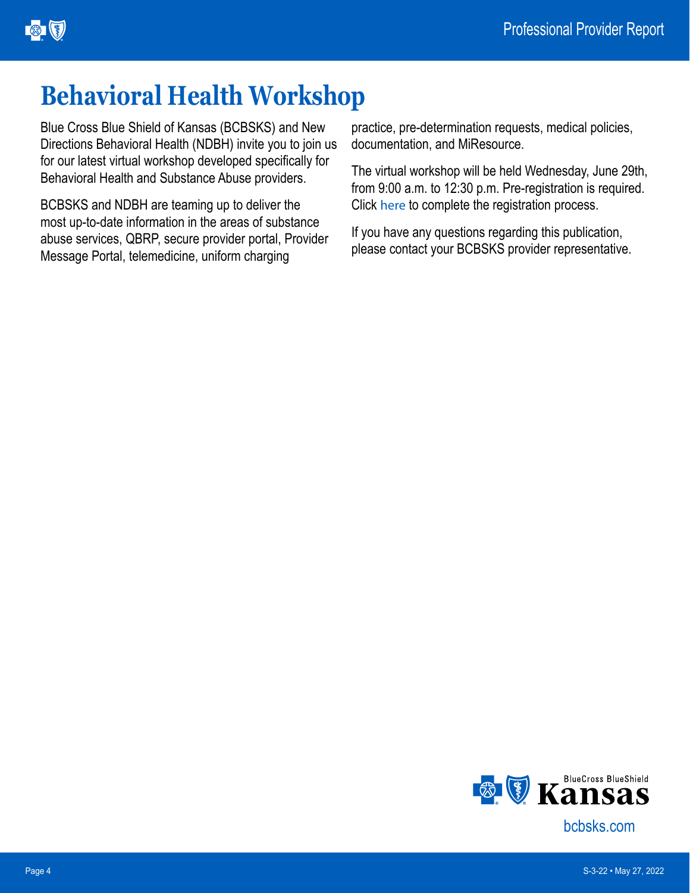# Behavioral Health Workshop

Blue Cross Blue Shield of Kansas (BCBSKS) and New Directions Behavioral Health (NDBH) invite you to join us for our latest virtual workshop developed specifically for Behavioral Health and Substance Abuse providers.

BCBSKS and NDBH are teaming up to deliver the most up-to-date information in the areas of substance abuse services, QBRP, secure provider portal, Provider Message Portal, telemedicine, uniform charging practice, pre-determination requests, medical policies, documentation, and MiResource.

The virtual workshop will be held Wednesday, June 29th, from 9:00 a.m. to 12:30 p.m. Pre-registration is required. Click here to complete the registration process.

If you have any questions regarding this publication, please contact your BCBSKS provider representative.

BlueCross BlueShield Kansas

bcbsks.com